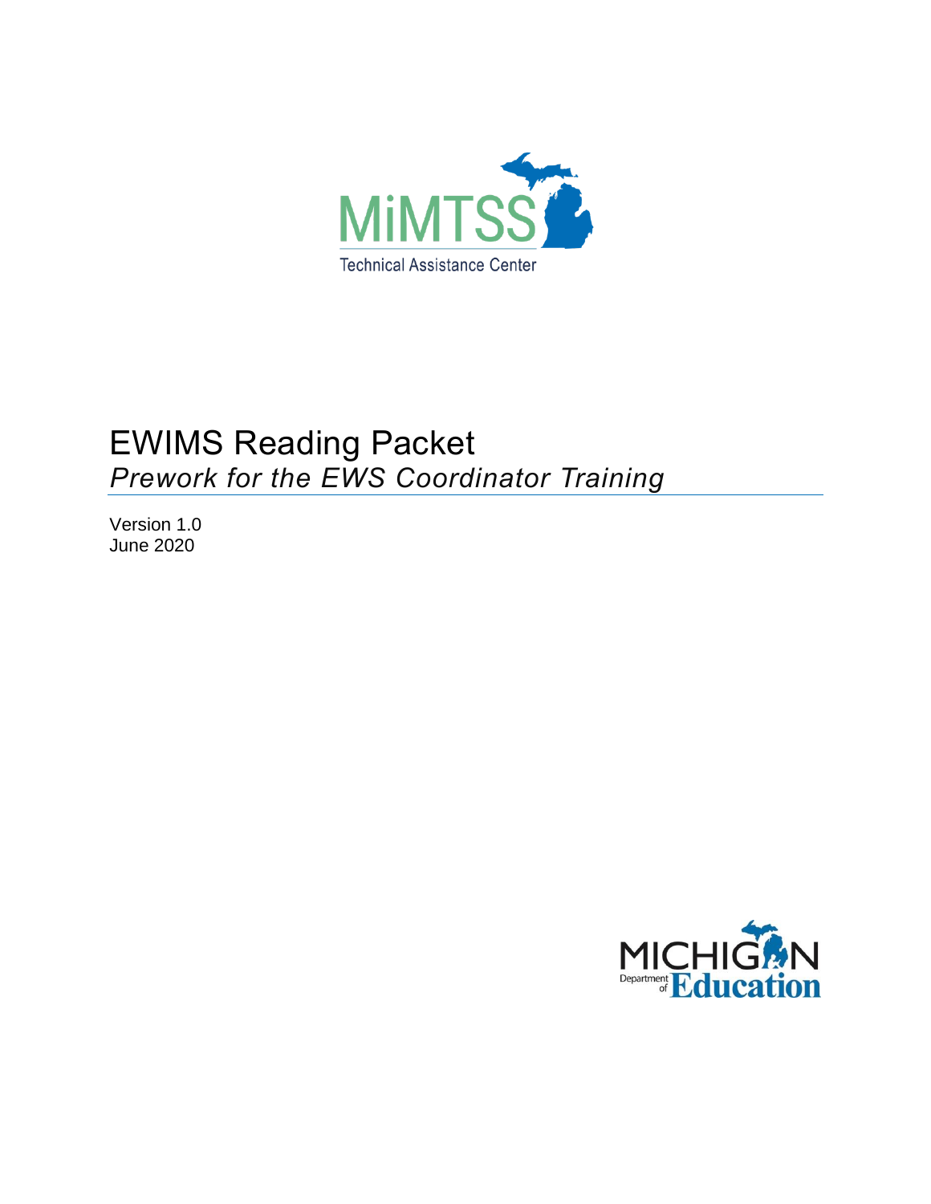MiMTSS

Technical Assistance Center

# EWIMS Reading Packet

*Prework for the EWS Coordinator Training*

Version 1.0
June 2020

MICHIGAN Department of Education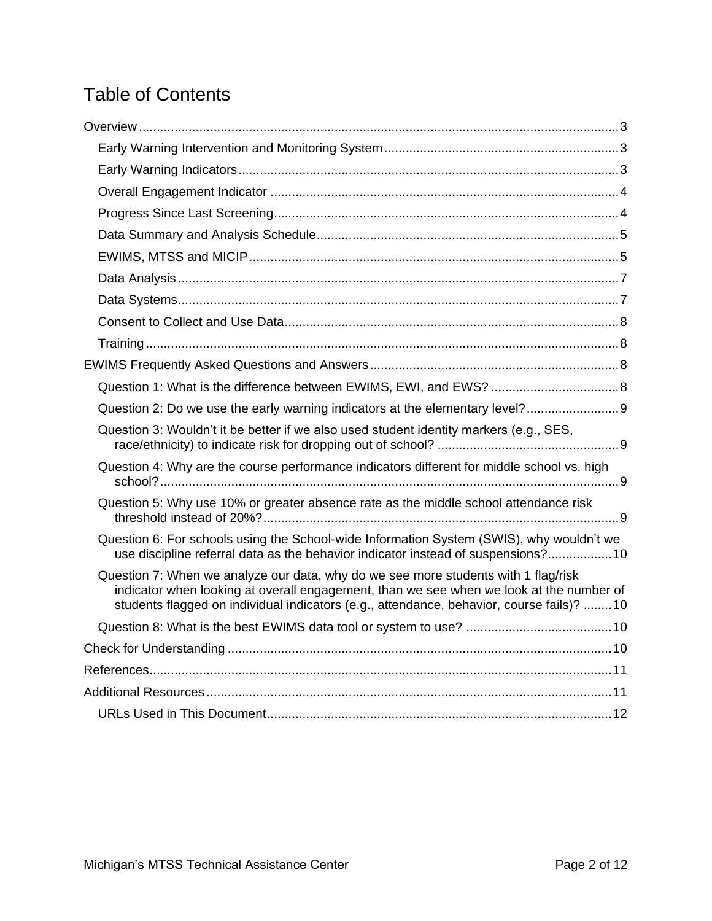# Table of Contents

- Overview ........ 3
  - Early Warning Intervention and Monitoring System ........ 3
  - Early Warning Indicators ........ 3
  - Overall Engagement Indicator ........ 4
  - Progress Since Last Screening ........ 4
  - Data Summary and Analysis Schedule ........ 5
  - EWIMS, MTSS and MICIP ........ 5
  - Data Analysis ........ 7
  - Data Systems ........ 7
  - Consent to Collect and Use Data ........ 8
  - Training ........ 8
- EWIMS Frequently Asked Questions and Answers ........ 8
  - Question 1: What is the difference between EWIMS, EWI, and EWS? ........ 8
  - Question 2: Do we use the early warning indicators at the elementary level? ........ 9
  - Question 3: Wouldn't it be better if we also used student identity markers (e.g., SES, race/ethnicity) to indicate risk for dropping out of school? ........ 9
  - Question 4: Why are the course performance indicators different for middle school vs. high school? ........ 9
  - Question 5: Why use 10% or greater absence rate as the middle school attendance risk threshold instead of 20%? ........ 9
  - Question 6: For schools using the School-wide Information System (SWIS), why wouldn't we use discipline referral data as the behavior indicator instead of suspensions? ........ 10
  - Question 7: When we analyze our data, why do we see more students with 1 flag/risk indicator when looking at overall engagement, than we see when we look at the number of students flagged on individual indicators (e.g., attendance, behavior, course fails)? ........ 10
  - Question 8: What is the best EWIMS data tool or system to use? ........ 10
- Check for Understanding ........ 10
- References ........ 11
- Additional Resources ........ 11
  - URLs Used in This Document ........ 12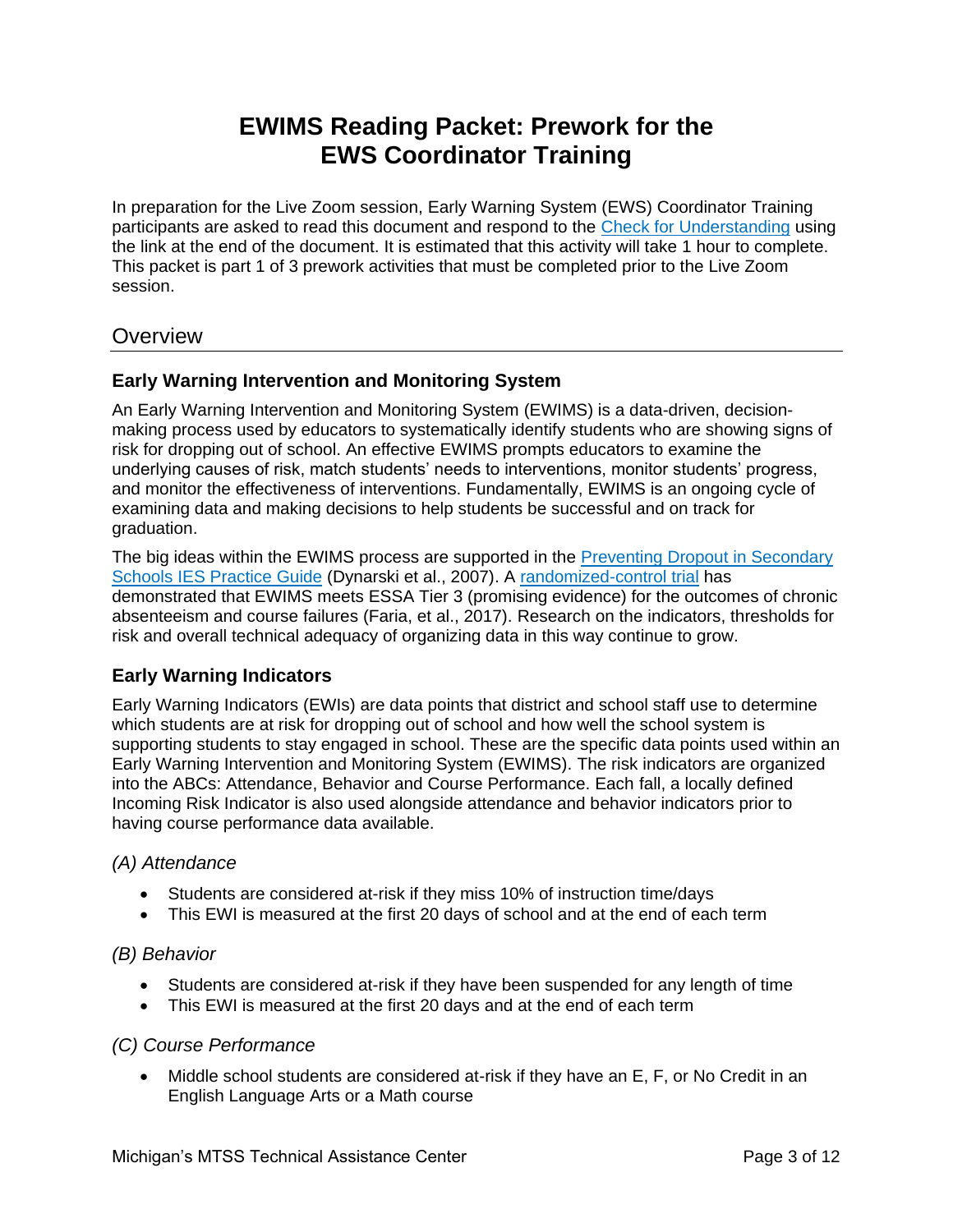# EWIMS Reading Packet: Prework for the EWS Coordinator Training

In preparation for the Live Zoom session, Early Warning System (EWS) Coordinator Training participants are asked to read this document and respond to the Check for Understanding using the link at the end of the document. It is estimated that this activity will take 1 hour to complete. This packet is part 1 of 3 prework activities that must be completed prior to the Live Zoom session.

## Overview

### Early Warning Intervention and Monitoring System

An Early Warning Intervention and Monitoring System (EWIMS) is a data-driven, decision-making process used by educators to systematically identify students who are showing signs of risk for dropping out of school. An effective EWIMS prompts educators to examine the underlying causes of risk, match students' needs to interventions, monitor students' progress, and monitor the effectiveness of interventions. Fundamentally, EWIMS is an ongoing cycle of examining data and making decisions to help students be successful and on track for graduation.

The big ideas within the EWIMS process are supported in the Preventing Dropout in Secondary Schools IES Practice Guide (Dynarski et al., 2007). A randomized-control trial has demonstrated that EWIMS meets ESSA Tier 3 (promising evidence) for the outcomes of chronic absenteeism and course failures (Faria, et al., 2017). Research on the indicators, thresholds for risk and overall technical adequacy of organizing data in this way continue to grow.

### Early Warning Indicators

Early Warning Indicators (EWIs) are data points that district and school staff use to determine which students are at risk for dropping out of school and how well the school system is supporting students to stay engaged in school. These are the specific data points used within an Early Warning Intervention and Monitoring System (EWIMS). The risk indicators are organized into the ABCs: Attendance, Behavior and Course Performance. Each fall, a locally defined Incoming Risk Indicator is also used alongside attendance and behavior indicators prior to having course performance data available.

#### *(A) Attendance*

- Students are considered at-risk if they miss 10% of instruction time/days
- This EWI is measured at the first 20 days of school and at the end of each term

#### *(B) Behavior*

- Students are considered at-risk if they have been suspended for any length of time
- This EWI is measured at the first 20 days and at the end of each term

#### *(C) Course Performance*

- Middle school students are considered at-risk if they have an E, F, or No Credit in an English Language Arts or a Math course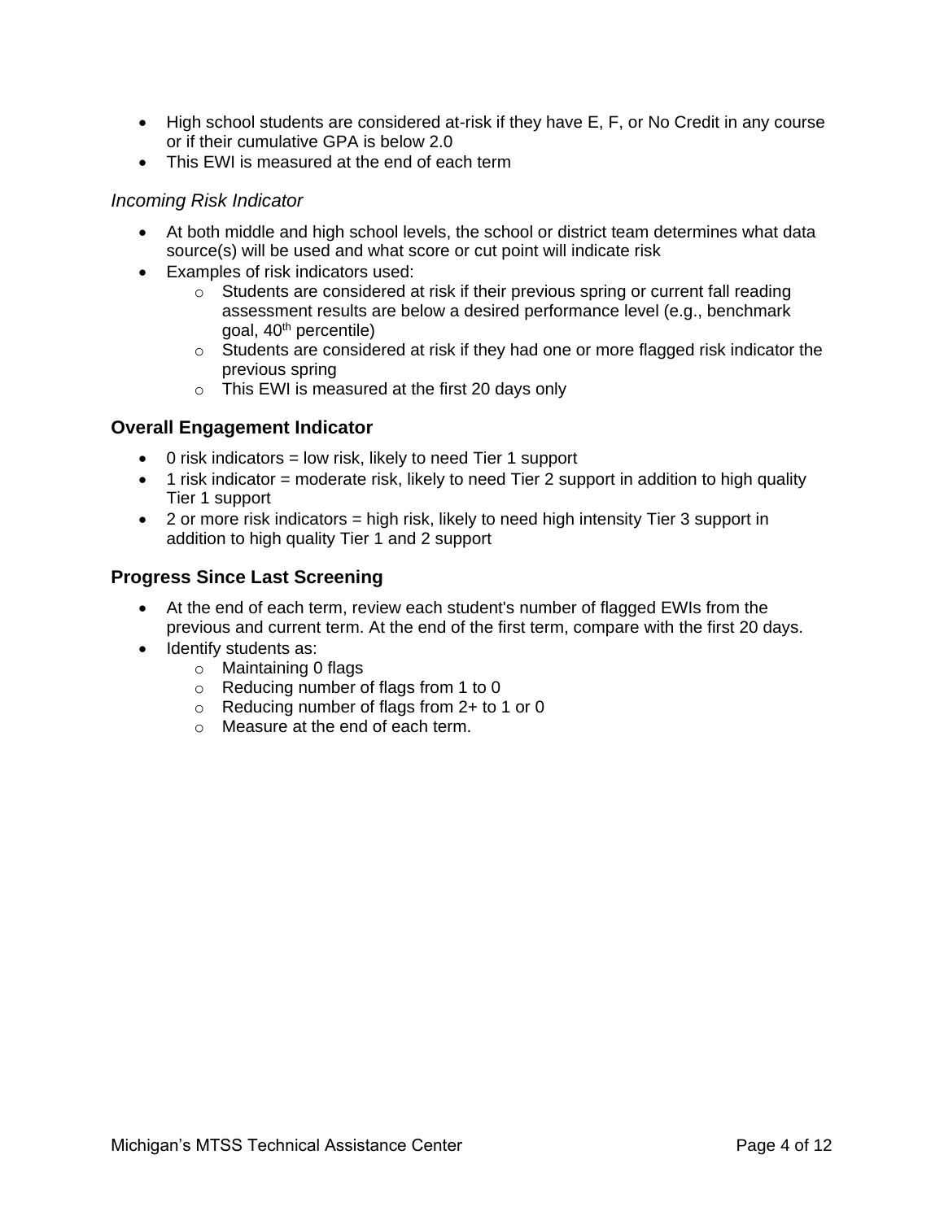- High school students are considered at-risk if they have E, F, or No Credit in any course or if their cumulative GPA is below 2.0
- This EWI is measured at the end of each term

*Incoming Risk Indicator*

- At both middle and high school levels, the school or district team determines what data source(s) will be used and what score or cut point will indicate risk
- Examples of risk indicators used:
    - Students are considered at risk if their previous spring or current fall reading assessment results are below a desired performance level (e.g., benchmark goal, 40th percentile)
    - Students are considered at risk if they had one or more flagged risk indicator the previous spring
    - This EWI is measured at the first 20 days only

### Overall Engagement Indicator

- 0 risk indicators = low risk, likely to need Tier 1 support
- 1 risk indicator = moderate risk, likely to need Tier 2 support in addition to high quality Tier 1 support
- 2 or more risk indicators = high risk, likely to need high intensity Tier 3 support in addition to high quality Tier 1 and 2 support

### Progress Since Last Screening

- At the end of each term, review each student's number of flagged EWIs from the previous and current term. At the end of the first term, compare with the first 20 days.
- Identify students as:
    - Maintaining 0 flags
    - Reducing number of flags from 1 to 0
    - Reducing number of flags from 2+ to 1 or 0
    - Measure at the end of each term.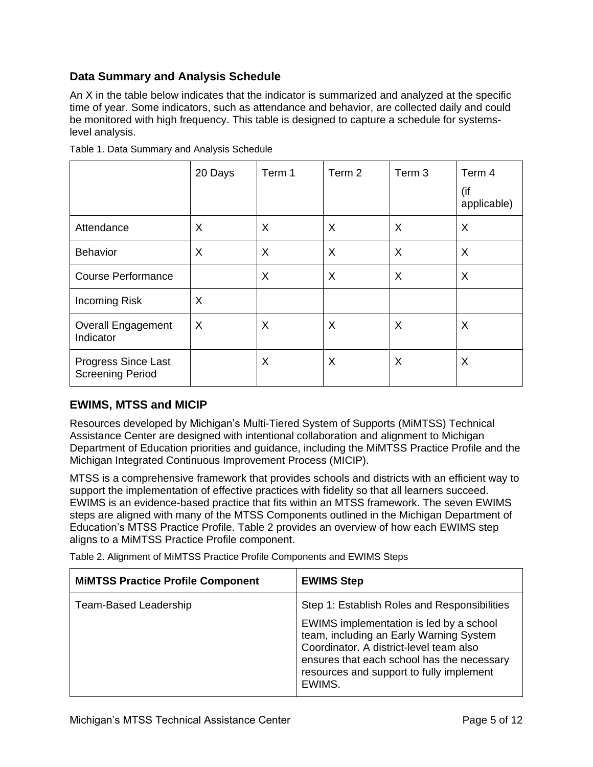## Data Summary and Analysis Schedule

An X in the table below indicates that the indicator is summarized and analyzed at the specific time of year. Some indicators, such as attendance and behavior, are collected daily and could be monitored with high frequency. This table is designed to capture a schedule for systems-level analysis.

Table 1. Data Summary and Analysis Schedule

| | 20 Days | Term 1 | Term 2 | Term 3 | Term 4 (if applicable) |
|---|---|---|---|---|---|
| Attendance | X | X | X | X | X |
| Behavior | X | X | X | X | X |
| Course Performance | | X | X | X | X |
| Incoming Risk | X | | | | |
| Overall Engagement Indicator | X | X | X | X | X |
| Progress Since Last Screening Period | | X | X | X | X |

## EWIMS, MTSS and MICIP

Resources developed by Michigan's Multi-Tiered System of Supports (MiMTSS) Technical Assistance Center are designed with intentional collaboration and alignment to Michigan Department of Education priorities and guidance, including the MiMTSS Practice Profile and the Michigan Integrated Continuous Improvement Process (MICIP).

MTSS is a comprehensive framework that provides schools and districts with an efficient way to support the implementation of effective practices with fidelity so that all learners succeed. EWIMS is an evidence-based practice that fits within an MTSS framework. The seven EWIMS steps are aligned with many of the MTSS Components outlined in the Michigan Department of Education's MTSS Practice Profile. Table 2 provides an overview of how each EWIMS step aligns to a MiMTSS Practice Profile component.

Table 2. Alignment of MiMTSS Practice Profile Components and EWIMS Steps

| MiMTSS Practice Profile Component | EWIMS Step |
|---|---|
| Team-Based Leadership | Step 1: Establish Roles and Responsibilities<br><br>EWIMS implementation is led by a school team, including an Early Warning System Coordinator. A district-level team also ensures that each school has the necessary resources and support to fully implement EWIMS. |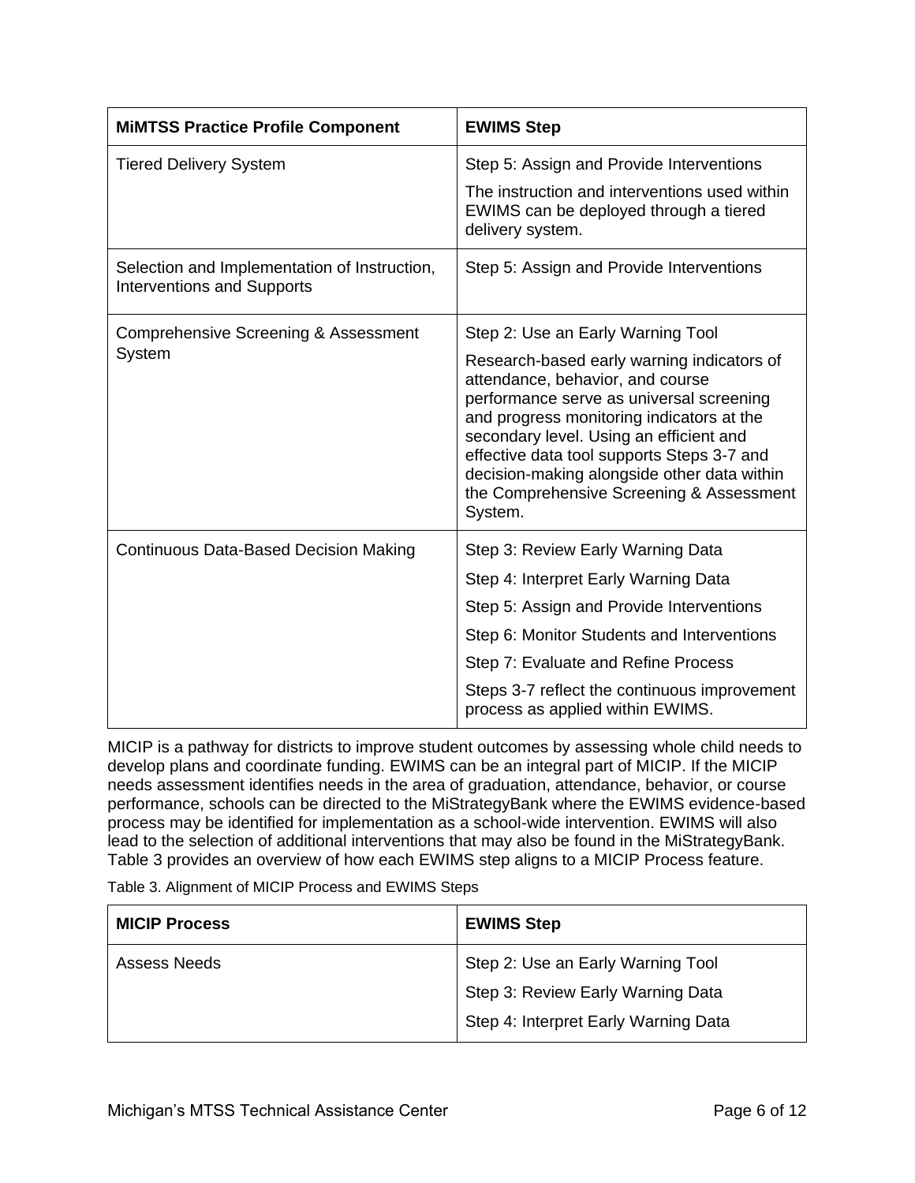| MiMTSS Practice Profile Component | EWIMS Step |
| --- | --- |
| Tiered Delivery System | Step 5: Assign and Provide Interventions<br><br>The instruction and interventions used within EWIMS can be deployed through a tiered delivery system. |
| Selection and Implementation of Instruction, Interventions and Supports | Step 5: Assign and Provide Interventions |
| Comprehensive Screening & Assessment System | Step 2: Use an Early Warning Tool<br><br>Research-based early warning indicators of attendance, behavior, and course performance serve as universal screening and progress monitoring indicators at the secondary level. Using an efficient and effective data tool supports Steps 3-7 and decision-making alongside other data within the Comprehensive Screening & Assessment System. |
| Continuous Data-Based Decision Making | Step 3: Review Early Warning Data<br><br>Step 4: Interpret Early Warning Data<br><br>Step 5: Assign and Provide Interventions<br><br>Step 6: Monitor Students and Interventions<br><br>Step 7: Evaluate and Refine Process<br><br>Steps 3-7 reflect the continuous improvement process as applied within EWIMS. |

MICIP is a pathway for districts to improve student outcomes by assessing whole child needs to develop plans and coordinate funding. EWIMS can be an integral part of MICIP. If the MICIP needs assessment identifies needs in the area of graduation, attendance, behavior, or course performance, schools can be directed to the MiStrategyBank where the EWIMS evidence-based process may be identified for implementation as a school-wide intervention. EWIMS will also lead to the selection of additional interventions that may also be found in the MiStrategyBank. Table 3 provides an overview of how each EWIMS step aligns to a MICIP Process feature.

Table 3. Alignment of MICIP Process and EWIMS Steps

| MICIP Process | EWIMS Step |
| --- | --- |
| Assess Needs | Step 2: Use an Early Warning Tool<br><br>Step 3: Review Early Warning Data<br><br>Step 4: Interpret Early Warning Data |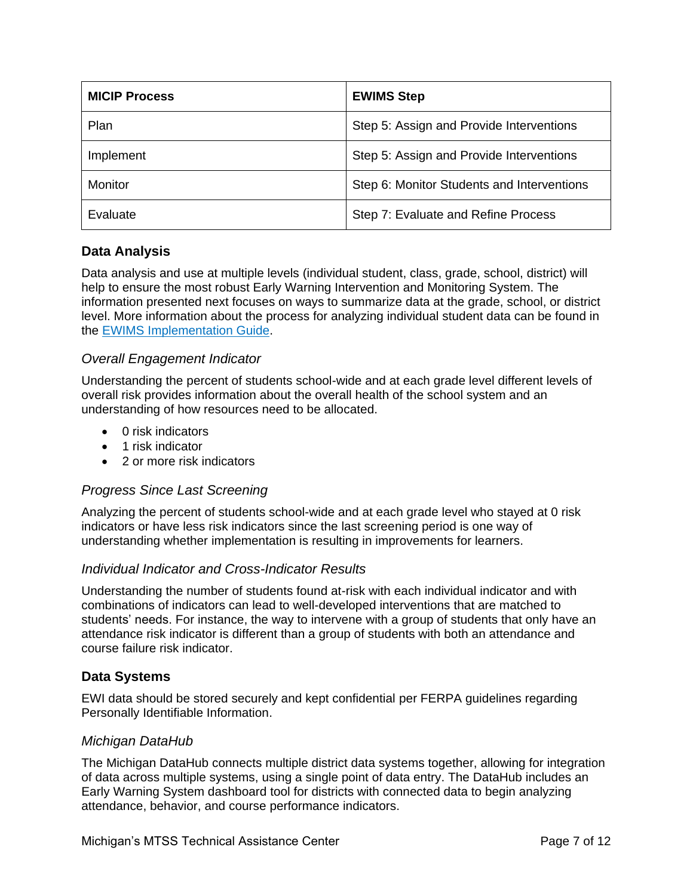| MICIP Process | EWIMS Step |
| --- | --- |
| Plan | Step 5: Assign and Provide Interventions |
| Implement | Step 5: Assign and Provide Interventions |
| Monitor | Step 6: Monitor Students and Interventions |
| Evaluate | Step 7: Evaluate and Refine Process |

## Data Analysis

Data analysis and use at multiple levels (individual student, class, grade, school, district) will help to ensure the most robust Early Warning Intervention and Monitoring System. The information presented next focuses on ways to summarize data at the grade, school, or district level. More information about the process for analyzing individual student data can be found in the [EWIMS Implementation Guide](EWIMS Implementation Guide).

### *Overall Engagement Indicator*

Understanding the percent of students school-wide and at each grade level different levels of overall risk provides information about the overall health of the school system and an understanding of how resources need to be allocated.

- 0 risk indicators
- 1 risk indicator
- 2 or more risk indicators

### *Progress Since Last Screening*

Analyzing the percent of students school-wide and at each grade level who stayed at 0 risk indicators or have less risk indicators since the last screening period is one way of understanding whether implementation is resulting in improvements for learners.

### *Individual Indicator and Cross-Indicator Results*

Understanding the number of students found at-risk with each individual indicator and with combinations of indicators can lead to well-developed interventions that are matched to students' needs. For instance, the way to intervene with a group of students that only have an attendance risk indicator is different than a group of students with both an attendance and course failure risk indicator.

## Data Systems

EWI data should be stored securely and kept confidential per FERPA guidelines regarding Personally Identifiable Information.

### *Michigan DataHub*

The Michigan DataHub connects multiple district data systems together, allowing for integration of data across multiple systems, using a single point of data entry. The DataHub includes an Early Warning System dashboard tool for districts with connected data to begin analyzing attendance, behavior, and course performance indicators.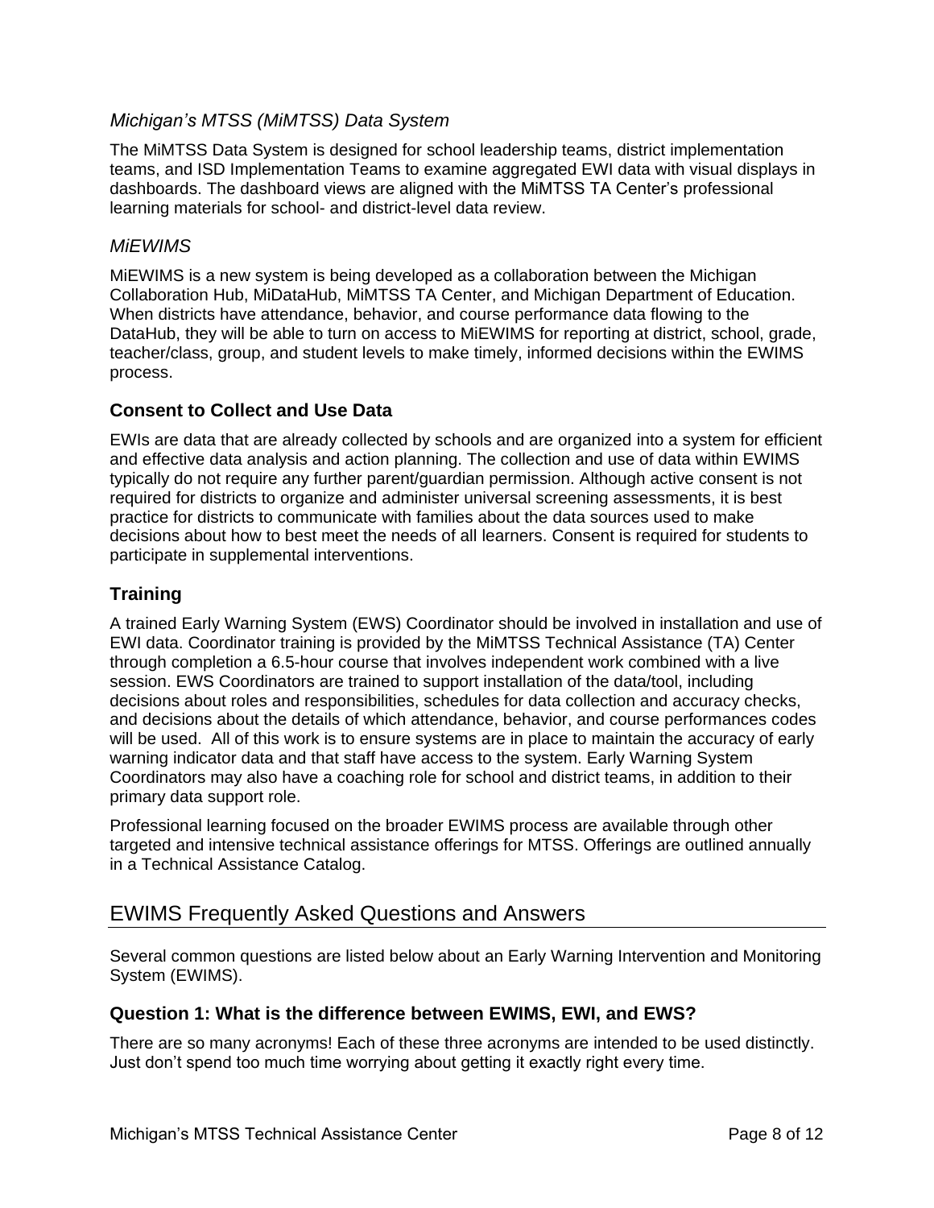### *Michigan's MTSS (MiMTSS) Data System*

The MiMTSS Data System is designed for school leadership teams, district implementation teams, and ISD Implementation Teams to examine aggregated EWI data with visual displays in dashboards. The dashboard views are aligned with the MiMTSS TA Center's professional learning materials for school- and district-level data review.

### *MiEWIMS*

MiEWIMS is a new system is being developed as a collaboration between the Michigan Collaboration Hub, MiDataHub, MiMTSS TA Center, and Michigan Department of Education. When districts have attendance, behavior, and course performance data flowing to the DataHub, they will be able to turn on access to MiEWIMS for reporting at district, school, grade, teacher/class, group, and student levels to make timely, informed decisions within the EWIMS process.

### Consent to Collect and Use Data

EWIs are data that are already collected by schools and are organized into a system for efficient and effective data analysis and action planning. The collection and use of data within EWIMS typically do not require any further parent/guardian permission. Although active consent is not required for districts to organize and administer universal screening assessments, it is best practice for districts to communicate with families about the data sources used to make decisions about how to best meet the needs of all learners. Consent is required for students to participate in supplemental interventions.

### Training

A trained Early Warning System (EWS) Coordinator should be involved in installation and use of EWI data. Coordinator training is provided by the MiMTSS Technical Assistance (TA) Center through completion a 6.5-hour course that involves independent work combined with a live session. EWS Coordinators are trained to support installation of the data/tool, including decisions about roles and responsibilities, schedules for data collection and accuracy checks, and decisions about the details of which attendance, behavior, and course performances codes will be used. All of this work is to ensure systems are in place to maintain the accuracy of early warning indicator data and that staff have access to the system. Early Warning System Coordinators may also have a coaching role for school and district teams, in addition to their primary data support role.

Professional learning focused on the broader EWIMS process are available through other targeted and intensive technical assistance offerings for MTSS. Offerings are outlined annually in a Technical Assistance Catalog.

## EWIMS Frequently Asked Questions and Answers

Several common questions are listed below about an Early Warning Intervention and Monitoring System (EWIMS).

### Question 1: What is the difference between EWIMS, EWI, and EWS?

There are so many acronyms! Each of these three acronyms are intended to be used distinctly. Just don't spend too much time worrying about getting it exactly right every time.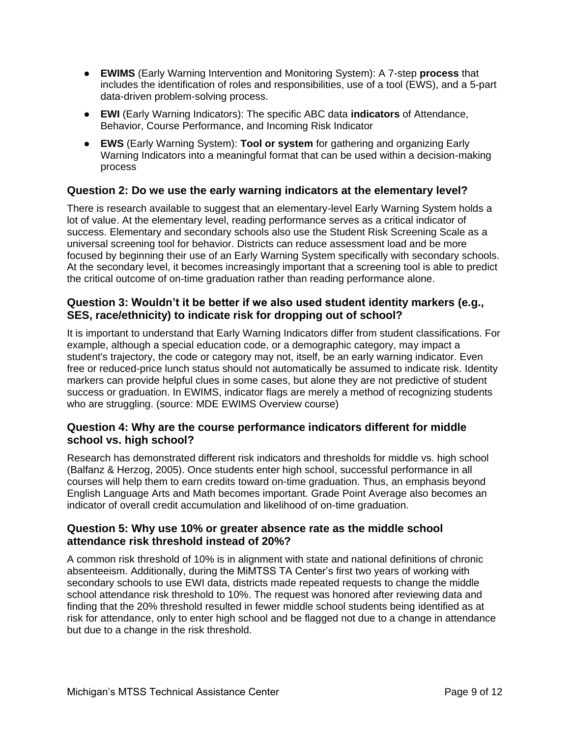- **EWIMS** (Early Warning Intervention and Monitoring System): A 7-step **process** that includes the identification of roles and responsibilities, use of a tool (EWS), and a 5-part data-driven problem-solving process.
- **EWI** (Early Warning Indicators): The specific ABC data **indicators** of Attendance, Behavior, Course Performance, and Incoming Risk Indicator
- **EWS** (Early Warning System): **Tool or system** for gathering and organizing Early Warning Indicators into a meaningful format that can be used within a decision-making process

### Question 2: Do we use the early warning indicators at the elementary level?

There is research available to suggest that an elementary-level Early Warning System holds a lot of value. At the elementary level, reading performance serves as a critical indicator of success. Elementary and secondary schools also use the Student Risk Screening Scale as a universal screening tool for behavior. Districts can reduce assessment load and be more focused by beginning their use of an Early Warning System specifically with secondary schools. At the secondary level, it becomes increasingly important that a screening tool is able to predict the critical outcome of on-time graduation rather than reading performance alone.

### Question 3: Wouldn't it be better if we also used student identity markers (e.g., SES, race/ethnicity) to indicate risk for dropping out of school?

It is important to understand that Early Warning Indicators differ from student classifications. For example, although a special education code, or a demographic category, may impact a student's trajectory, the code or category may not, itself, be an early warning indicator. Even free or reduced-price lunch status should not automatically be assumed to indicate risk. Identity markers can provide helpful clues in some cases, but alone they are not predictive of student success or graduation. In EWIMS, indicator flags are merely a method of recognizing students who are struggling. (source: MDE EWIMS Overview course)

### Question 4: Why are the course performance indicators different for middle school vs. high school?

Research has demonstrated different risk indicators and thresholds for middle vs. high school (Balfanz & Herzog, 2005). Once students enter high school, successful performance in all courses will help them to earn credits toward on-time graduation. Thus, an emphasis beyond English Language Arts and Math becomes important. Grade Point Average also becomes an indicator of overall credit accumulation and likelihood of on-time graduation.

### Question 5: Why use 10% or greater absence rate as the middle school attendance risk threshold instead of 20%?

A common risk threshold of 10% is in alignment with state and national definitions of chronic absenteeism. Additionally, during the MiMTSS TA Center's first two years of working with secondary schools to use EWI data, districts made repeated requests to change the middle school attendance risk threshold to 10%. The request was honored after reviewing data and finding that the 20% threshold resulted in fewer middle school students being identified as at risk for attendance, only to enter high school and be flagged not due to a change in attendance but due to a change in the risk threshold.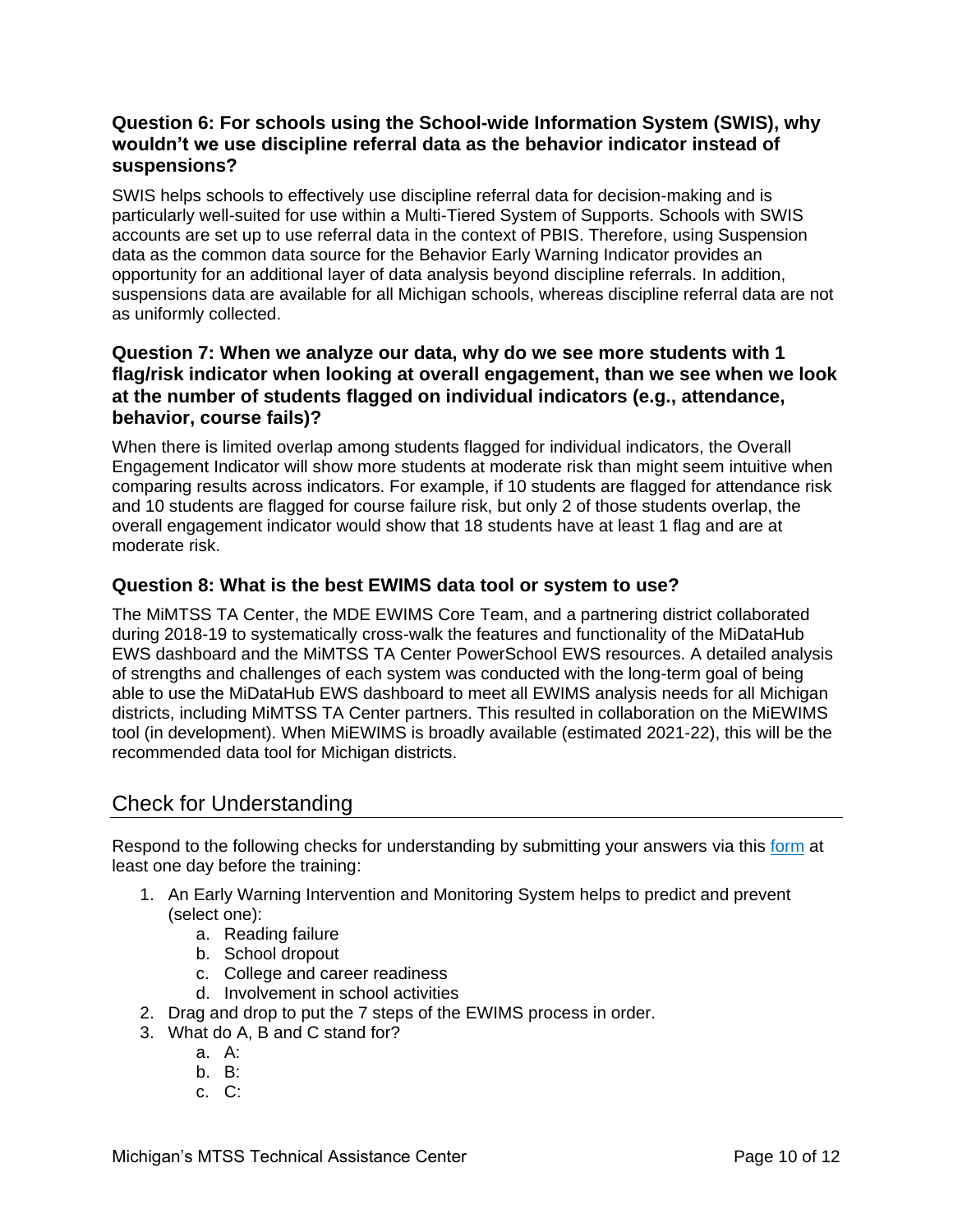### Question 6: For schools using the School-wide Information System (SWIS), why wouldn't we use discipline referral data as the behavior indicator instead of suspensions?

SWIS helps schools to effectively use discipline referral data for decision-making and is particularly well-suited for use within a Multi-Tiered System of Supports. Schools with SWIS accounts are set up to use referral data in the context of PBIS. Therefore, using Suspension data as the common data source for the Behavior Early Warning Indicator provides an opportunity for an additional layer of data analysis beyond discipline referrals. In addition, suspensions data are available for all Michigan schools, whereas discipline referral data are not as uniformly collected.

### Question 7: When we analyze our data, why do we see more students with 1 flag/risk indicator when looking at overall engagement, than we see when we look at the number of students flagged on individual indicators (e.g., attendance, behavior, course fails)?

When there is limited overlap among students flagged for individual indicators, the Overall Engagement Indicator will show more students at moderate risk than might seem intuitive when comparing results across indicators. For example, if 10 students are flagged for attendance risk and 10 students are flagged for course failure risk, but only 2 of those students overlap, the overall engagement indicator would show that 18 students have at least 1 flag and are at moderate risk.

### Question 8: What is the best EWIMS data tool or system to use?

The MiMTSS TA Center, the MDE EWIMS Core Team, and a partnering district collaborated during 2018-19 to systematically cross-walk the features and functionality of the MiDataHub EWS dashboard and the MiMTSS TA Center PowerSchool EWS resources. A detailed analysis of strengths and challenges of each system was conducted with the long-term goal of being able to use the MiDataHub EWS dashboard to meet all EWIMS analysis needs for all Michigan districts, including MiMTSS TA Center partners. This resulted in collaboration on the MiEWIMS tool (in development). When MiEWIMS is broadly available (estimated 2021-22), this will be the recommended data tool for Michigan districts.

## Check for Understanding

Respond to the following checks for understanding by submitting your answers via this form at least one day before the training:

1. An Early Warning Intervention and Monitoring System helps to predict and prevent (select one):
   a. Reading failure
   b. School dropout
   c. College and career readiness
   d. Involvement in school activities
2. Drag and drop to put the 7 steps of the EWIMS process in order.
3. What do A, B and C stand for?
   a. A:
   b. B:
   c. C: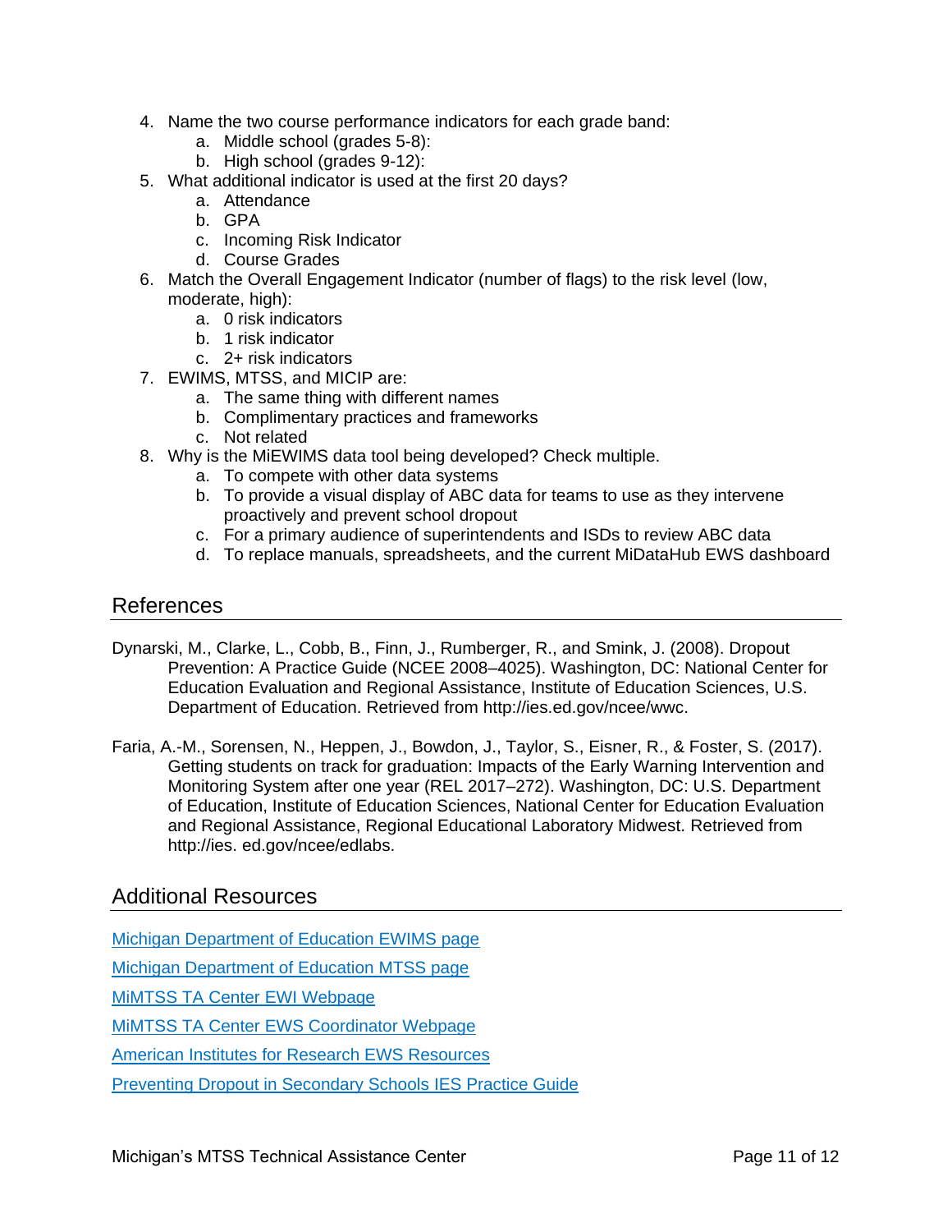4. Name the two course performance indicators for each grade band:
    a. Middle school (grades 5-8):
    b. High school (grades 9-12):
5. What additional indicator is used at the first 20 days?
    a. Attendance
    b. GPA
    c. Incoming Risk Indicator
    d. Course Grades
6. Match the Overall Engagement Indicator (number of flags) to the risk level (low, moderate, high):
    a. 0 risk indicators
    b. 1 risk indicator
    c. 2+ risk indicators
7. EWIMS, MTSS, and MICIP are:
    a. The same thing with different names
    b. Complimentary practices and frameworks
    c. Not related
8. Why is the MiEWIMS data tool being developed? Check multiple.
    a. To compete with other data systems
    b. To provide a visual display of ABC data for teams to use as they intervene proactively and prevent school dropout
    c. For a primary audience of superintendents and ISDs to review ABC data
    d. To replace manuals, spreadsheets, and the current MiDataHub EWS dashboard

## References

Dynarski, M., Clarke, L., Cobb, B., Finn, J., Rumberger, R., and Smink, J. (2008). Dropout Prevention: A Practice Guide (NCEE 2008–4025). Washington, DC: National Center for Education Evaluation and Regional Assistance, Institute of Education Sciences, U.S. Department of Education. Retrieved from http://ies.ed.gov/ncee/wwc.

Faria, A.-M., Sorensen, N., Heppen, J., Bowdon, J., Taylor, S., Eisner, R., & Foster, S. (2017). Getting students on track for graduation: Impacts of the Early Warning Intervention and Monitoring System after one year (REL 2017–272). Washington, DC: U.S. Department of Education, Institute of Education Sciences, National Center for Education Evaluation and Regional Assistance, Regional Educational Laboratory Midwest. Retrieved from http://ies. ed.gov/ncee/edlabs.

## Additional Resources

Michigan Department of Education EWIMS page

Michigan Department of Education MTSS page

MiMTSS TA Center EWI Webpage

MiMTSS TA Center EWS Coordinator Webpage

American Institutes for Research EWS Resources

Preventing Dropout in Secondary Schools IES Practice Guide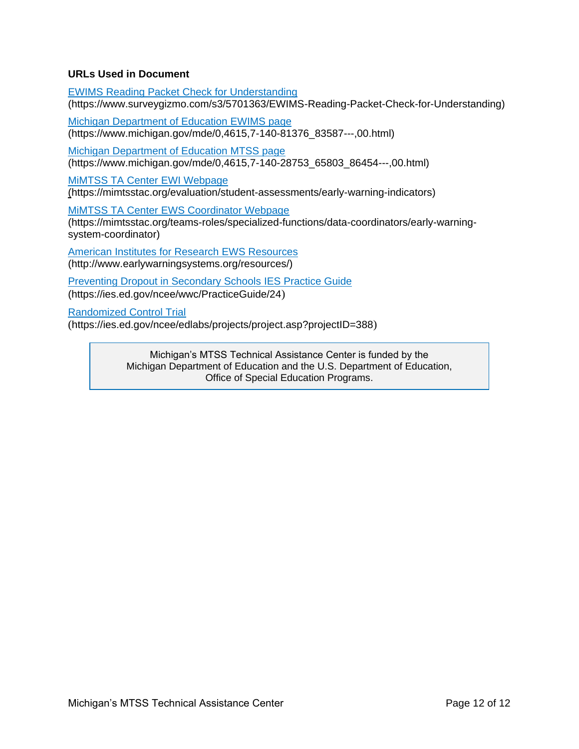**URLs Used in Document**

EWIMS Reading Packet Check for Understanding
(https://www.surveygizmo.com/s3/5701363/EWIMS-Reading-Packet-Check-for-Understanding)

Michigan Department of Education EWIMS page
(https://www.michigan.gov/mde/0,4615,7-140-81376_83587---,00.html)

Michigan Department of Education MTSS page
(https://www.michigan.gov/mde/0,4615,7-140-28753_65803_86454---,00.html)

MiMTSS TA Center EWI Webpage
(https://mimtsstac.org/evaluation/student-assessments/early-warning-indicators)

MiMTSS TA Center EWS Coordinator Webpage
(https://mimtsstac.org/teams-roles/specialized-functions/data-coordinators/early-warning-system-coordinator)

American Institutes for Research EWS Resources
(http://www.earlywarningsystems.org/resources/)

Preventing Dropout in Secondary Schools IES Practice Guide
(https://ies.ed.gov/ncee/wwc/PracticeGuide/24)

Randomized Control Trial
(https://ies.ed.gov/ncee/edlabs/projects/project.asp?projectID=388)

Michigan's MTSS Technical Assistance Center is funded by the Michigan Department of Education and the U.S. Department of Education, Office of Special Education Programs.